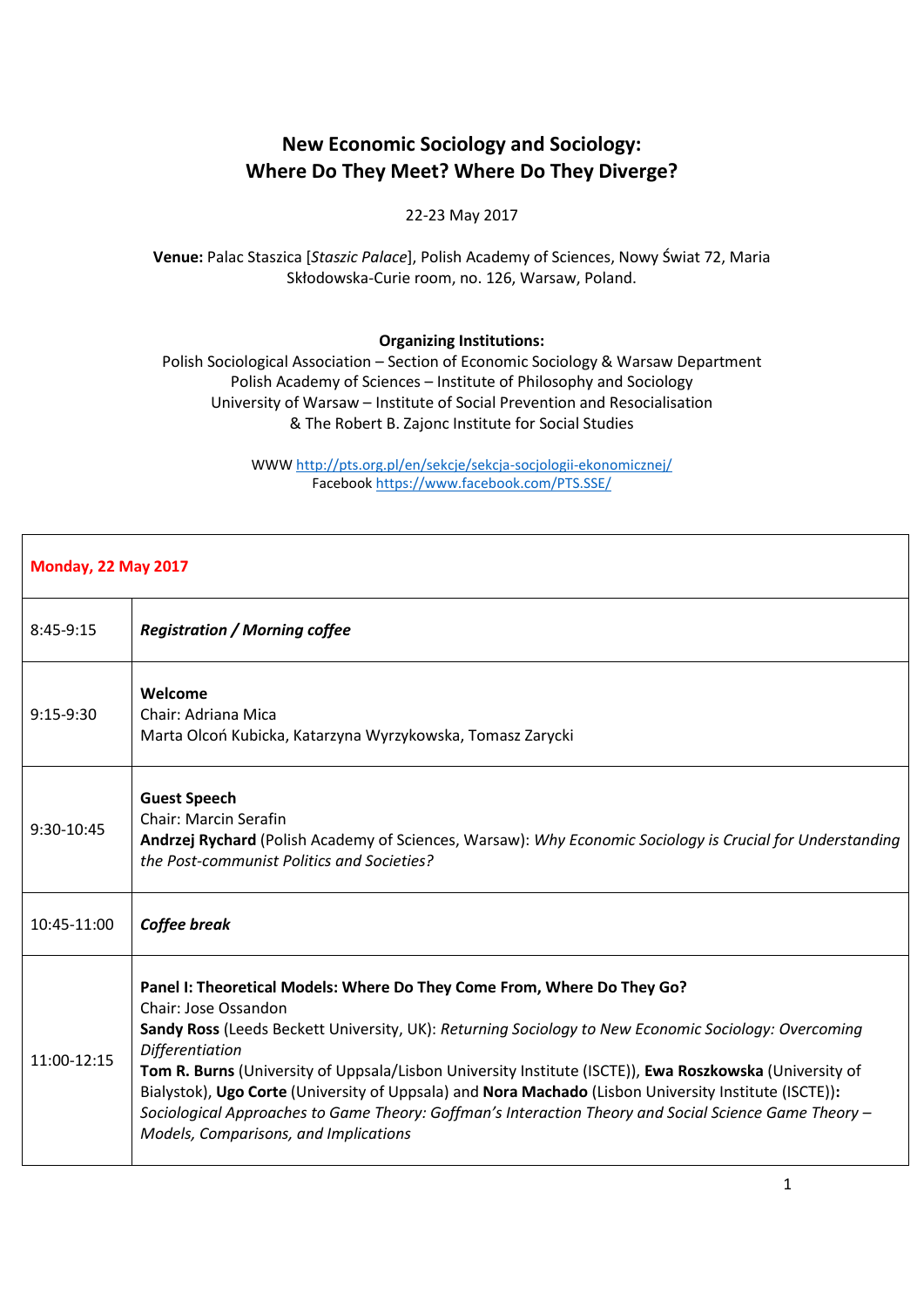# New Economic Sociology and Sociology: Where Do They Meet? Where Do They Diverge?

22-23 May 2017

**Venue:** Palac Staszica [*Staszic Palace*], Polish Academy of Sciences, Nowy Świat 72, Maria Skłodowska-Curie room, no. 126, Warsaw, Poland.

**Organizing Institutions:**
Polish Sociological Association – Section of Economic Sociology & Warsaw Department
Polish Academy of Sciences – Institute of Philosophy and Sociology
University of Warsaw – Institute of Social Prevention and Resocialisation
& The Robert B. Zajonc Institute for Social Studies

WWW http://pts.org.pl/en/sekcje/sekcja-socjologii-ekonomicznej/
Facebook https://www.facebook.com/PTS.SSE/

| **Monday, 22 May 2017** | |
|---|---|
| 8:45-9:15 | ***Registration / Morning coffee*** |
| 9:15-9:30 | **Welcome**<br>Chair: Adriana Mica<br>Marta Olcoń Kubicka, Katarzyna Wyrzykowska, Tomasz Zarycki |
| 9:30-10:45 | **Guest Speech**<br>Chair: Marcin Serafin<br>**Andrzej Rychard** (Polish Academy of Sciences, Warsaw): *Why Economic Sociology is Crucial for Understanding the Post-communist Politics and Societies?* |
| 10:45-11:00 | ***Coffee break*** |
| 11:00-12:15 | **Panel I: Theoretical Models: Where Do They Come From, Where Do They Go?**<br>Chair: Jose Ossandon<br>**Sandy Ross** (Leeds Beckett University, UK): *Returning Sociology to New Economic Sociology: Overcoming Differentiation*<br>**Tom R. Burns** (University of Uppsala/Lisbon University Institute (ISCTE)), **Ewa Roszkowska** (University of Bialystok), **Ugo Corte** (University of Uppsala) and **Nora Machado** (Lisbon University Institute (ISCTE))**:** *Sociological Approaches to Game Theory: Goffman's Interaction Theory and Social Science Game Theory – Models, Comparisons, and Implications* |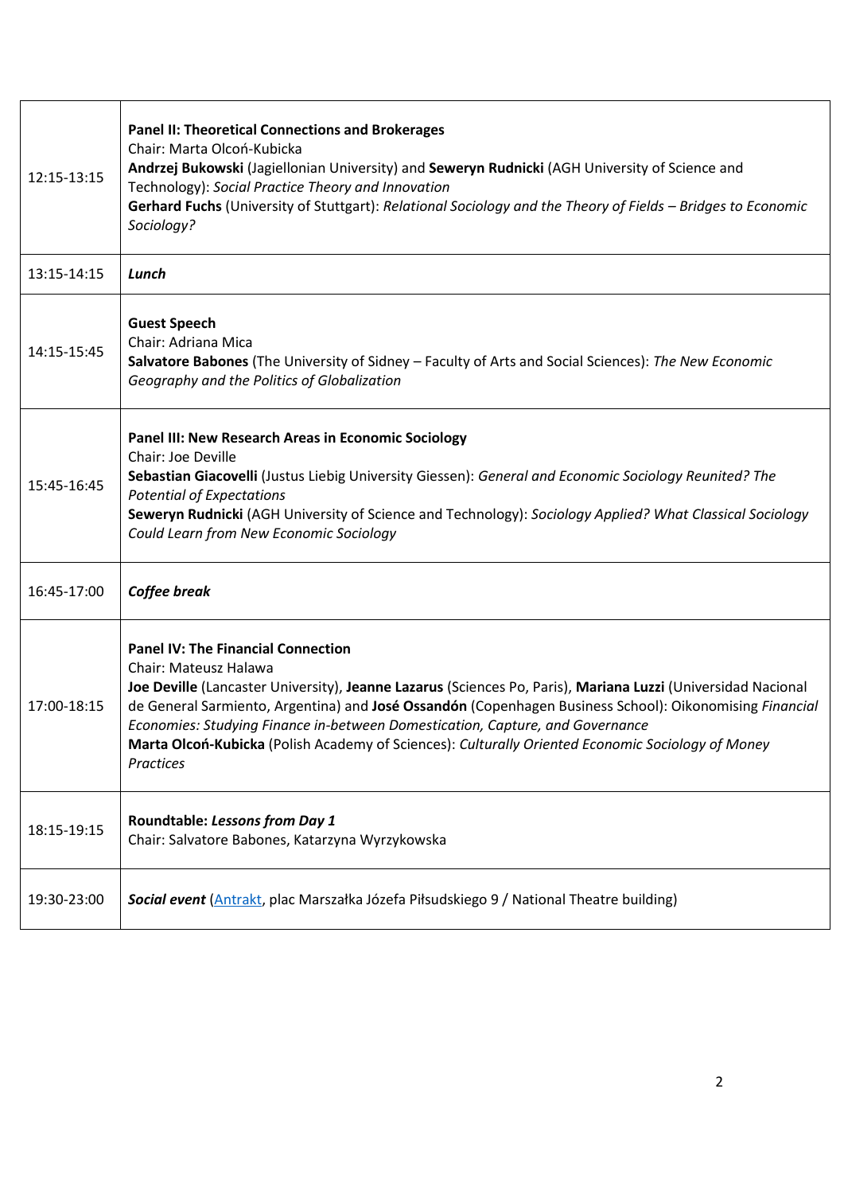| | |
|---|---|
| 12:15-13:15 | **Panel II: Theoretical Connections and Brokerages**<br>Chair: Marta Olcoń-Kubicka<br>**Andrzej Bukowski** (Jagiellonian University) and **Seweryn Rudnicki** (AGH University of Science and Technology): *Social Practice Theory and Innovation*<br>**Gerhard Fuchs** (University of Stuttgart): *Relational Sociology and the Theory of Fields – Bridges to Economic Sociology?* |
| 13:15-14:15 | ***Lunch*** |
| 14:15-15:45 | **Guest Speech**<br>Chair: Adriana Mica<br>**Salvatore Babones** (The University of Sidney – Faculty of Arts and Social Sciences): *The New Economic Geography and the Politics of Globalization* |
| 15:45-16:45 | **Panel III: New Research Areas in Economic Sociology**<br>Chair: Joe Deville<br>**Sebastian Giacovelli** (Justus Liebig University Giessen): *General and Economic Sociology Reunited? The Potential of Expectations*<br>**Seweryn Rudnicki** (AGH University of Science and Technology): *Sociology Applied? What Classical Sociology Could Learn from New Economic Sociology* |
| 16:45-17:00 | ***Coffee break*** |
| 17:00-18:15 | **Panel IV: The Financial Connection**<br>Chair: Mateusz Halawa<br>**Joe Deville** (Lancaster University), **Jeanne Lazarus** (Sciences Po, Paris), **Mariana Luzzi** (Universidad Nacional de General Sarmiento, Argentina) and **José Ossandón** (Copenhagen Business School): Oikonomising *Financial Economies: Studying Finance in-between Domestication, Capture, and Governance*<br>**Marta Olcoń-Kubicka** (Polish Academy of Sciences): *Culturally Oriented Economic Sociology of Money Practices* |
| 18:15-19:15 | **Roundtable: *Lessons from Day 1***<br>Chair: Salvatore Babones, Katarzyna Wyrzykowska |
| 19:30-23:00 | ***Social event*** (Antrakt, plac Marszałka Józefa Piłsudskiego 9 / National Theatre building) |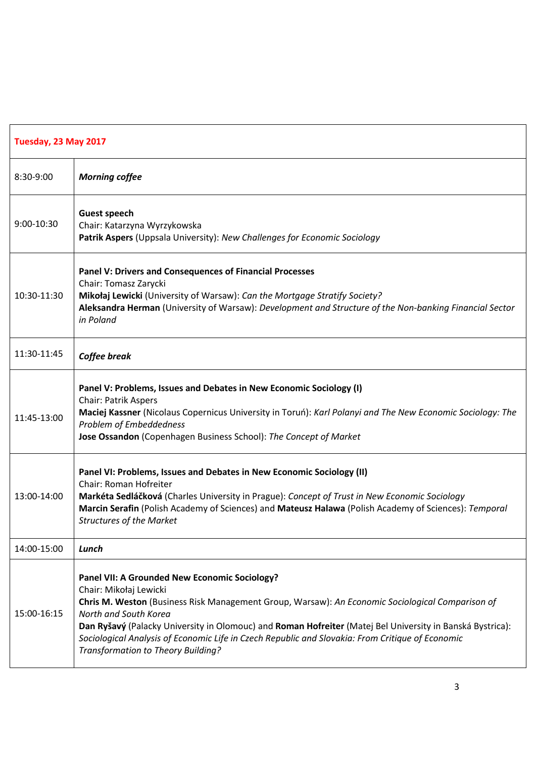| **Tuesday, 23 May 2017** | |
|---|---|
| 8:30-9:00 | ***Morning coffee*** |
| 9:00-10:30 | **Guest speech**<br>Chair: Katarzyna Wyrzykowska<br>**Patrik Aspers** (Uppsala University): *New Challenges for Economic Sociology* |
| 10:30-11:30 | **Panel V: Drivers and Consequences of Financial Processes**<br>Chair: Tomasz Zarycki<br>**Mikołaj Lewicki** (University of Warsaw): *Can the Mortgage Stratify Society?*<br>**Aleksandra Herman** (University of Warsaw): *Development and Structure of the Non-banking Financial Sector in Poland* |
| 11:30-11:45 | ***Coffee break*** |
| 11:45-13:00 | **Panel V: Problems, Issues and Debates in New Economic Sociology (I)**<br>Chair: Patrik Aspers<br>**Maciej Kassner** (Nicolaus Copernicus University in Toruń): *Karl Polanyi and The New Economic Sociology: The Problem of Embeddedness*<br>**Jose Ossandon** (Copenhagen Business School): *The Concept of Market* |
| 13:00-14:00 | **Panel VI: Problems, Issues and Debates in New Economic Sociology (II)**<br>Chair: Roman Hofreiter<br>**Markéta Sedláčková** (Charles University in Prague): *Concept of Trust in New Economic Sociology*<br>**Marcin Serafin** (Polish Academy of Sciences) and **Mateusz Halawa** (Polish Academy of Sciences): *Temporal Structures of the Market* |
| 14:00-15:00 | ***Lunch*** |
| 15:00-16:15 | **Panel VII: A Grounded New Economic Sociology?**<br>Chair: Mikołaj Lewicki<br>**Chris M. Weston** (Business Risk Management Group, Warsaw): *An Economic Sociological Comparison of North and South Korea*<br>**Dan Ryšavý** (Palacky University in Olomouc) and **Roman Hofreiter** (Matej Bel University in Banská Bystrica): *Sociological Analysis of Economic Life in Czech Republic and Slovakia: From Critique of Economic Transformation to Theory Building?* |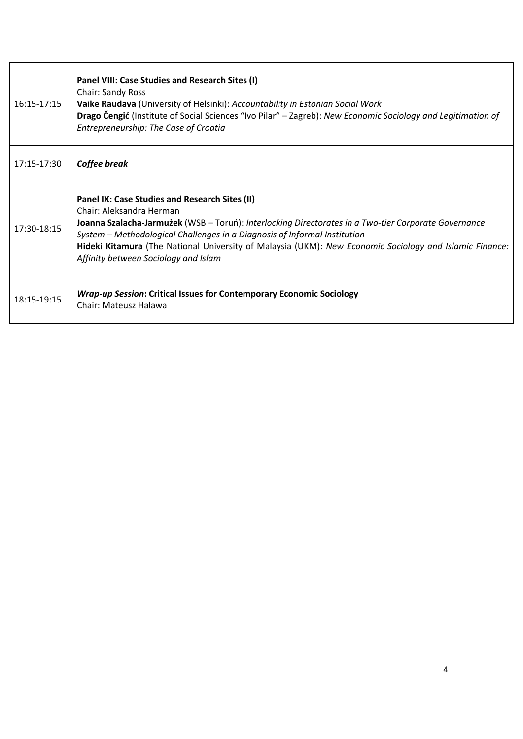| | |
|---|---|
| 16:15-17:15 | **Panel VIII: Case Studies and Research Sites (I)**<br>Chair: Sandy Ross<br>**Vaike Raudava** (University of Helsinki): *Accountability in Estonian Social Work*<br>**Drago Čengić** (Institute of Social Sciences "Ivo Pilar" – Zagreb): *New Economic Sociology and Legitimation of Entrepreneurship: The Case of Croatia* |
| 17:15-17:30 | ***Coffee break*** |
| 17:30-18:15 | **Panel IX: Case Studies and Research Sites (II)**<br>Chair: Aleksandra Herman<br>**Joanna Szalacha-Jarmużek** (WSB – Toruń): *Interlocking Directorates in a Two-tier Corporate Governance System – Methodological Challenges in a Diagnosis of Informal Institution*<br>**Hideki Kitamura** (The National University of Malaysia (UKM): *New Economic Sociology and Islamic Finance: Affinity between Sociology and Islam* |
| 18:15-19:15 | ***Wrap-up Session*: Critical Issues for Contemporary Economic Sociology**<br>Chair: Mateusz Halawa |